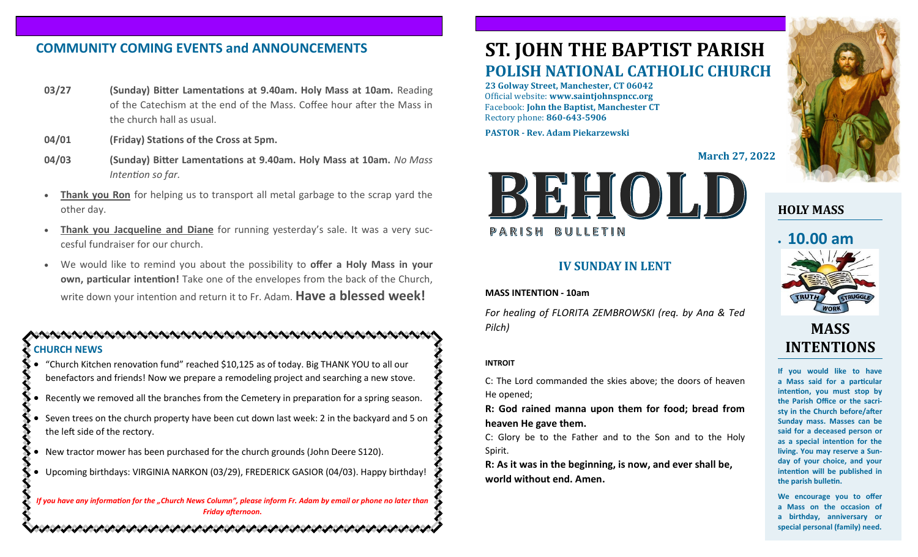## COMMUNITY COMING EVENTS and ANNOUNCEMENTS

**03/27** **(Sunday) Bitter Lamentations at 9.40am. Holy Mass at 10am.** Reading of the Catechism at the end of the Mass. Coffee hour after the Mass in the church hall as usual.

**04/01** **(Friday) Stations of the Cross at 5pm.**

**04/03** **(Sunday) Bitter Lamentations at 9.40am. Holy Mass at 10am.** *No Mass Intention so far.*

- **Thank you Ron** for helping us to transport all metal garbage to the scrap yard the other day.
- **Thank you Jacqueline and Diane** for running yesterday's sale. It was a very successful fundraiser for our church.
- We would like to remind you about the possibility to **offer a Holy Mass in your own, particular intention!** Take one of the envelopes from the back of the Church, write down your intention and return it to Fr. Adam. **Have a blessed week!**

### CHURCH NEWS

- "Church Kitchen renovation fund" reached $10,125 as of today. Big THANK YOU to all our benefactors and friends! Now we prepare a remodeling project and searching a new stove.
- Recently we removed all the branches from the Cemetery in preparation for a spring season.
- Seven trees on the church property have been cut down last week: 2 in the backyard and 5 on the left side of the rectory.
- New tractor mower has been purchased for the church grounds (John Deere S120).
- Upcoming birthdays: VIRGINIA NARKON (03/29), FREDERICK GASIOR (04/03). Happy birthday!

*If you have any information for the „Church News Column", please inform Fr. Adam by email or phone no later than Friday afternoon.*

# ST. JOHN THE BAPTIST PARISH
## POLISH NATIONAL CATHOLIC CHURCH

**23 Golway Street, Manchester, CT 06042**
Official website: **www.saintjohnspncc.org**
Facebook: **John the Baptist, Manchester CT**
Rectory phone: **860-643-5906**

**PASTOR - Rev. Adam Piekarzewski**

**March 27, 2022**

# BEHOLD
PARISH BULLETIN

## IV SUNDAY IN LENT

**MASS INTENTION - 10am**

*For healing of FLORITA ZEMBROWSKI (req. by Ana & Ted Pilch)*

**INTROIT**

C: The Lord commanded the skies above; the doors of heaven He opened;

**R: God rained manna upon them for food; bread from heaven He gave them.**

C: Glory be to the Father and to the Son and to the Holy Spirit.

**R: As it was in the beginning, is now, and ever shall be, world without end. Amen.**

### HOLY MASS

- **10.00 am**

TRUTH STRUGGLE WORK

### MASS INTENTIONS

**If you would like to have a Mass said for a particular intention, you must stop by the Parish Office or the sacristy in the Church before/after Sunday mass. Masses can be said for a deceased person or as a special intention for the living. You may reserve a Sunday of your choice, and your intention will be published in the parish bulletin.**

**We encourage you to offer a Mass on the occasion of a birthday, anniversary or special personal (family) need.**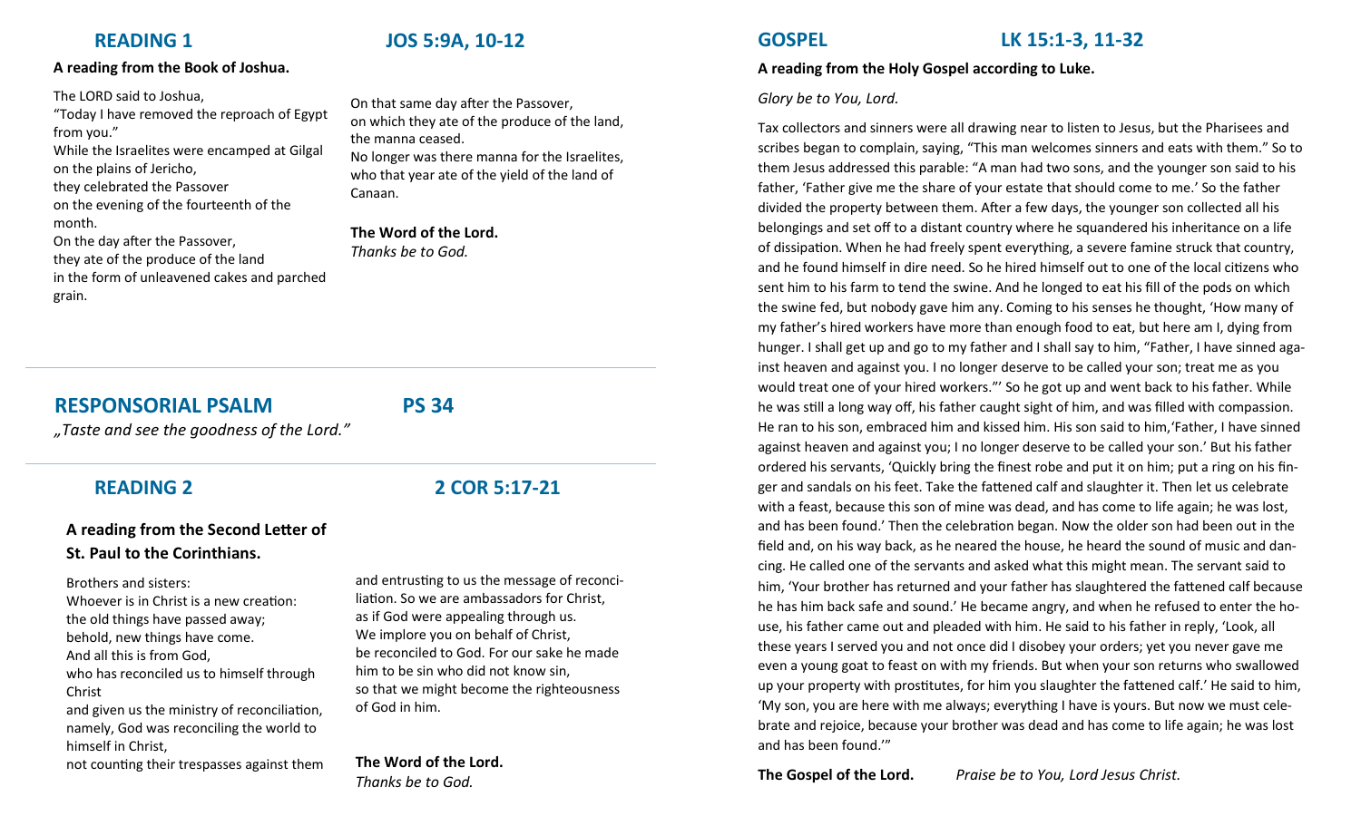## READING 1 — JOS 5:9A, 10-12

**A reading from the Book of Joshua.**

The LORD said to Joshua,
"Today I have removed the reproach of Egypt from you."
While the Israelites were encamped at Gilgal on the plains of Jericho,
they celebrated the Passover
on the evening of the fourteenth of the month.
On the day after the Passover,
they ate of the produce of the land
in the form of unleavened cakes and parched grain.
On that same day after the Passover,
on which they ate of the produce of the land,
the manna ceased.
No longer was there manna for the Israelites,
who that year ate of the yield of the land of Canaan.

**The Word of the Lord.**
*Thanks be to God.*

## RESPONSORIAL PSALM — PS 34

*„Taste and see the goodness of the Lord."*

## READING 2 — 2 COR 5:17-21

**A reading from the Second Letter of St. Paul to the Corinthians.**

Brothers and sisters:
Whoever is in Christ is a new creation:
the old things have passed away;
behold, new things have come.
And all this is from God,
who has reconciled us to himself through Christ
and given us the ministry of reconciliation,
namely, God was reconciling the world to himself in Christ,
not counting their trespasses against them
and entrusting to us the message of reconciliation. So we are ambassadors for Christ,
as if God were appealing through us.
We implore you on behalf of Christ,
be reconciled to God. For our sake he made him to be sin who did not know sin,
so that we might become the righteousness of God in him.

**The Word of the Lord.**
*Thanks be to God.*

## GOSPEL — LK 15:1-3, 11-32

**A reading from the Holy Gospel according to Luke.**

*Glory be to You, Lord.*

Tax collectors and sinners were all drawing near to listen to Jesus, but the Pharisees and scribes began to complain, saying, "This man welcomes sinners and eats with them." So to them Jesus addressed this parable: "A man had two sons, and the younger son said to his father, 'Father give me the share of your estate that should come to me.' So the father divided the property between them. After a few days, the younger son collected all his belongings and set off to a distant country where he squandered his inheritance on a life of dissipation. When he had freely spent everything, a severe famine struck that country, and he found himself in dire need. So he hired himself out to one of the local citizens who sent him to his farm to tend the swine. And he longed to eat his fill of the pods on which the swine fed, but nobody gave him any. Coming to his senses he thought, 'How many of my father's hired workers have more than enough food to eat, but here am I, dying from hunger. I shall get up and go to my father and I shall say to him, "Father, I have sinned against heaven and against you. I no longer deserve to be called your son; treat me as you would treat one of your hired workers."' So he got up and went back to his father. While he was still a long way off, his father caught sight of him, and was filled with compassion. He ran to his son, embraced him and kissed him. His son said to him,'Father, I have sinned against heaven and against you; I no longer deserve to be called your son.' But his father ordered his servants, 'Quickly bring the finest robe and put it on him; put a ring on his finger and sandals on his feet. Take the fattened calf and slaughter it. Then let us celebrate with a feast, because this son of mine was dead, and has come to life again; he was lost, and has been found.' Then the celebration began. Now the older son had been out in the field and, on his way back, as he neared the house, he heard the sound of music and dancing. He called one of the servants and asked what this might mean. The servant said to him, 'Your brother has returned and your father has slaughtered the fattened calf because he has him back safe and sound.' He became angry, and when he refused to enter the house, his father came out and pleaded with him. He said to his father in reply, 'Look, all these years I served you and not once did I disobey your orders; yet you never gave me even a young goat to feast on with my friends. But when your son returns who swallowed up your property with prostitutes, for him you slaughter the fattened calf.' He said to him, 'My son, you are here with me always; everything I have is yours. But now we must celebrate and rejoice, because your brother was dead and has come to life again; he was lost and has been found.'"

**The Gospel of the Lord.** *Praise be to You, Lord Jesus Christ.*